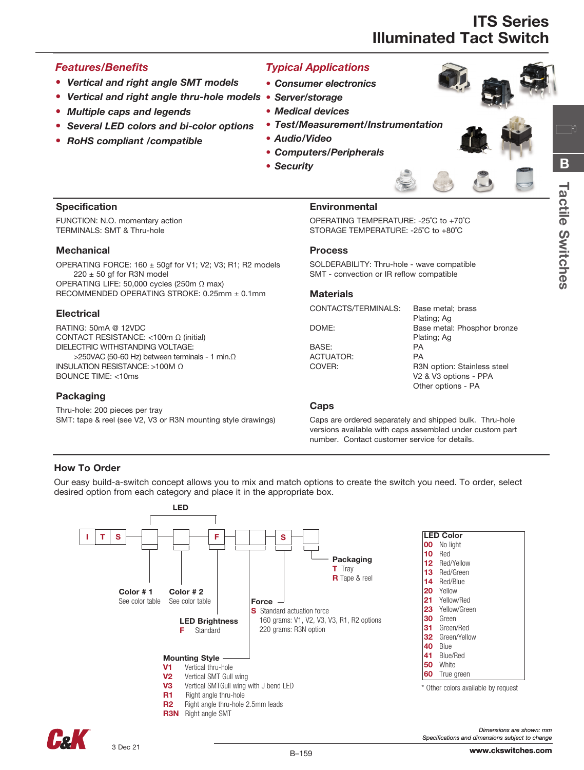# ITS Series
# Illuminated Tact Switch

## Features/Benefits

- *Vertical and right angle SMT models*
- *Vertical and right angle thru-hole models*
- *Multiple caps and legends*
- *Several LED colors and bi-color options*
- *RoHS compliant /compatible*

## Typical Applications

- *Consumer electronics*
- *Server/storage*
- *Medical devices*
- *Test/Measurement/Instrumentation*
- *Audio/Video*
- *Computers/Peripherals*
- *Security*

### Specification

FUNCTION: N.O. momentary action
TERMINALS: SMT & Thru-hole

### Mechanical

OPERATING FORCE: 160 ± 50gf for V1; V2; V3; R1; R2 models
220 ± 50 gf for R3N model
OPERATING LIFE: 50,000 cycles (250m Ω max)
RECOMMENDED OPERATING STROKE: 0.25mm ± 0.1mm

### Electrical

RATING: 50mA @ 12VDC
CONTACT RESISTANCE: <100m Ω (initial)
DIELECTRIC WITHSTANDING VOLTAGE:
>250VAC (50-60 Hz) between terminals - 1 min.Ω
INSULATION RESISTANCE: >100M Ω
BOUNCE TIME: <10ms

### Packaging

Thru-hole: 200 pieces per tray
SMT: tape & reel (see V2, V3 or R3N mounting style drawings)

### Environmental

OPERATING TEMPERATURE: -25˚C to +70˚C
STORAGE TEMPERATURE: -25˚C to +80˚C

### Process

SOLDERABILITY: Thru-hole - wave compatible
SMT - convection or IR reflow compatible

### Materials

| | |
|---|---|
| CONTACTS/TERMINALS: | Base metal; brass<br>Plating; Ag |
| DOME: | Base metal: Phosphor bronze<br>Plating; Ag |
| BASE: | PA |
| ACTUATOR: | PA |
| COVER: | R3N option: Stainless steel<br>V2 & V3 options - PPA<br>Other options - PA |

### Caps

Caps are ordered separately and shipped bulk. Thru-hole versions available with caps assembled under custom part number. Contact customer service for details.

### How To Order

Our easy build-a-switch concept allows you to mix and match options to create the switch you need. To order, select desired option from each category and place it in the appropriate box.

I T S [ ] [ ] F [ ] [ ] S [ ]

**LED**: Color # 1, Color # 2, LED Brightness

**Color # 1**
See color table

**Color # 2**
See color table

**LED Brightness**
**F** Standard

**Mounting Style**
- **V1** Vertical thru-hole
- **V2** Vertical SMT Gull wing
- **V3** Vertical SMTGull wing with J bend LED
- **R1** Right angle thru-hole
- **R2** Right angle thru-hole 2.5mm leads
- **R3N** Right angle SMT

**Force**
**S** Standard actuation force
160 grams: V1, V2, V3, R1, R2 options
220 grams: R3N option

**Packaging**
- **T** Tray
- **R** Tape & reel

| LED Color | |
|---|---|
| **00** | No light |
| **10** | Red |
| **12** | Red/Yellow |
| **13** | Red/Green |
| **14** | Red/Blue |
| **20** | Yellow |
| **21** | Yellow/Red |
| **23** | Yellow/Green |
| **30** | Green |
| **31** | Green/Red |
| **32** | Green/Yellow |
| **40** | Blue |
| **41** | Blue/Red |
| **50** | White |
| **60** | True green |

\* Other colors available by request

3 Dec 21

*Dimensions are shown: mm*
*Specifications and dimensions subject to change*

www.ckswitches.com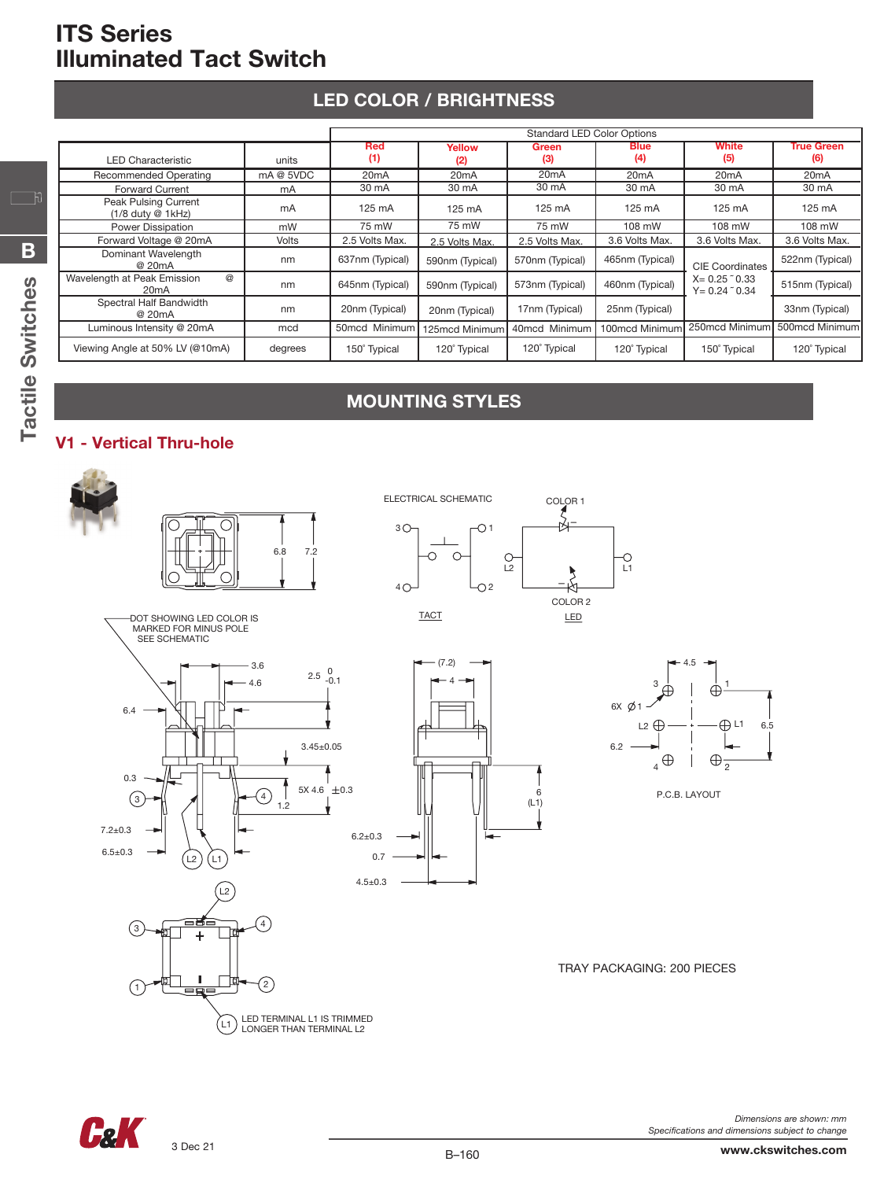# ITS Series
# Illuminated Tact Switch

## LED COLOR / BRIGHTNESS

| LED Characteristic | units | Standard LED Color Options Red (1) | Yellow (2) | Green (3) | Blue (4) | White (5) | True Green (6) |
|---|---|---|---|---|---|---|---|
| Recommended Operating | mA @ 5VDC | 20mA | 20mA | 20mA | 20mA | 20mA | 20mA |
| Forward Current | mA | 30 mA | 30 mA | 30 mA | 30 mA | 30 mA | 30 mA |
| Peak Pulsing Current (1/8 duty @ 1kHz) | mA | 125 mA | 125 mA | 125 mA | 125 mA | 125 mA | 125 mA |
| Power Dissipation | mW | 75 mW | 75 mW | 75 mW | 108 mW | 108 mW | 108 mW |
| Forward Voltage @ 20mA | Volts | 2.5 Volts Max. | 2.5 Volts Max. | 2.5 Volts Max. | 3.6 Volts Max. | 3.6 Volts Max. | 3.6 Volts Max. |
| Dominant Wavelength @ 20mA | nm | 637nm (Typical) | 590nm (Typical) | 570nm (Typical) | 465nm (Typical) | CIE Coordinates X= 0.25 ~ 0.33 Y= 0.24 ~ 0.34 | 522nm (Typical) |
| Wavelength at Peak Emission @ 20mA | nm | 645nm (Typical) | 590nm (Typical) | 573nm (Typical) | 460nm (Typical) | | 515nm (Typical) |
| Spectral Half Bandwidth @ 20mA | nm | 20nm (Typical) | 20nm (Typical) | 17nm (Typical) | 25nm (Typical) | | 33nm (Typical) |
| Luminous Intensity @ 20mA | mcd | 50mcd Minimum | 125mcd Minimum | 40mcd Minimum | 100mcd Minimum | 250mcd Minimum | 500mcd Minimum |
| Viewing Angle at 50% LV (@10mA) | degrees | 150˚ Typical | 120˚ Typical | 120˚ Typical | 120˚ Typical | 150˚ Typical | 120˚ Typical |

## MOUNTING STYLES

### V1 - Vertical Thru-hole

ELECTRICAL SCHEMATIC

TACT

COLOR 1

COLOR 2

LED

DOT SHOWING LED COLOR IS MARKED FOR MINUS POLE SEE SCHEMATIC

P.C.B. LAYOUT

LED TERMINAL L1 IS TRIMMED LONGER THAN TERMINAL L2

TRAY PACKAGING: 200 PIECES

*Dimensions are shown: mm*
*Specifications and dimensions subject to change*

3 Dec 21

www.ckswitches.com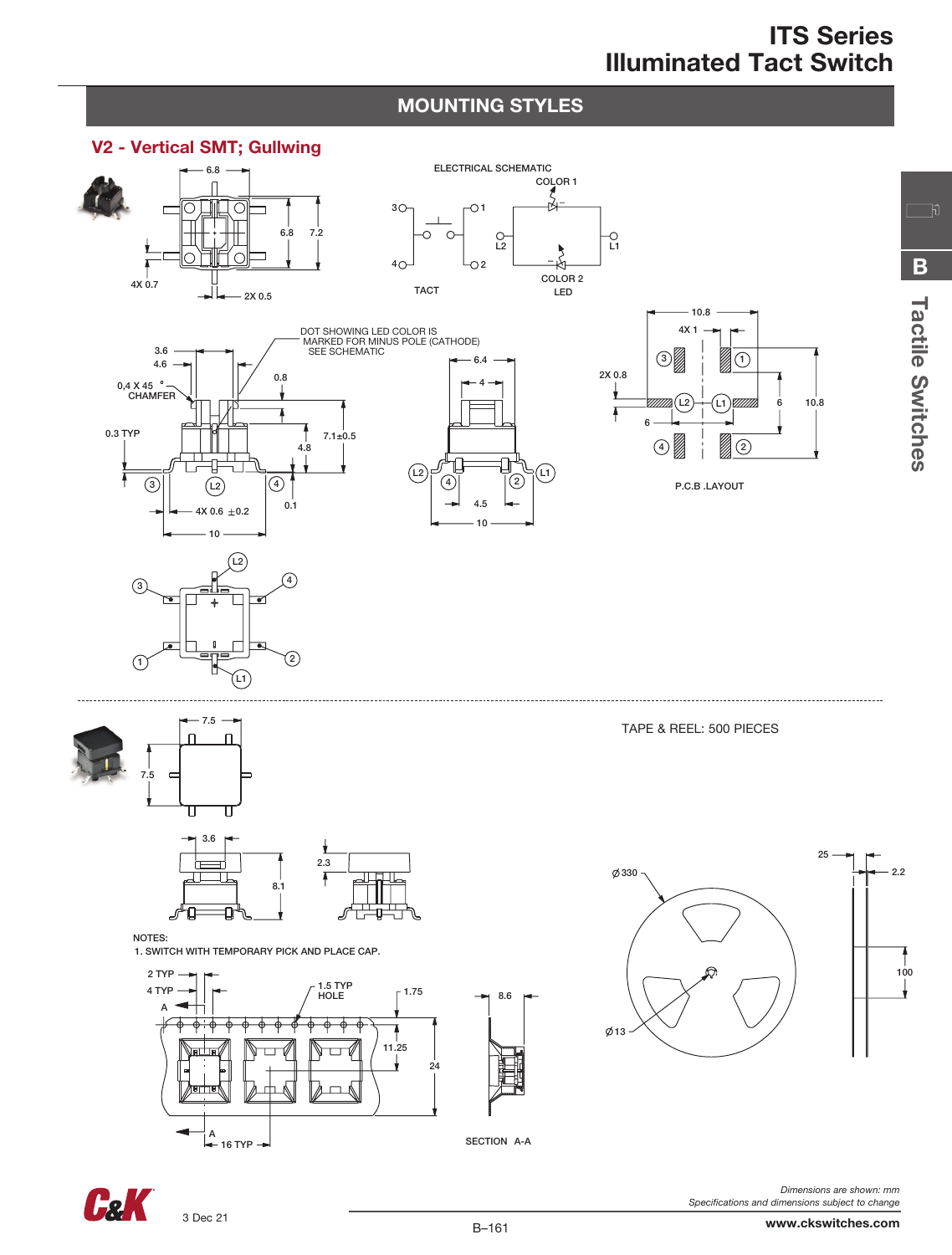## MOUNTING STYLES

### V2 - Vertical SMT; Gullwing

ELECTRICAL SCHEMATIC

TACT

LED

COLOR 1

COLOR 2

DOT SHOWING LED COLOR IS MARKED FOR MINUS POLE (CATHODE) SEE SCHEMATIC

P.C.B .LAYOUT

TAPE & REEL: 500 PIECES

NOTES:
1. SWITCH WITH TEMPORARY PICK AND PLACE CAP.

SECTION A-A

*Dimensions are shown: mm*
*Specifications and dimensions subject to change*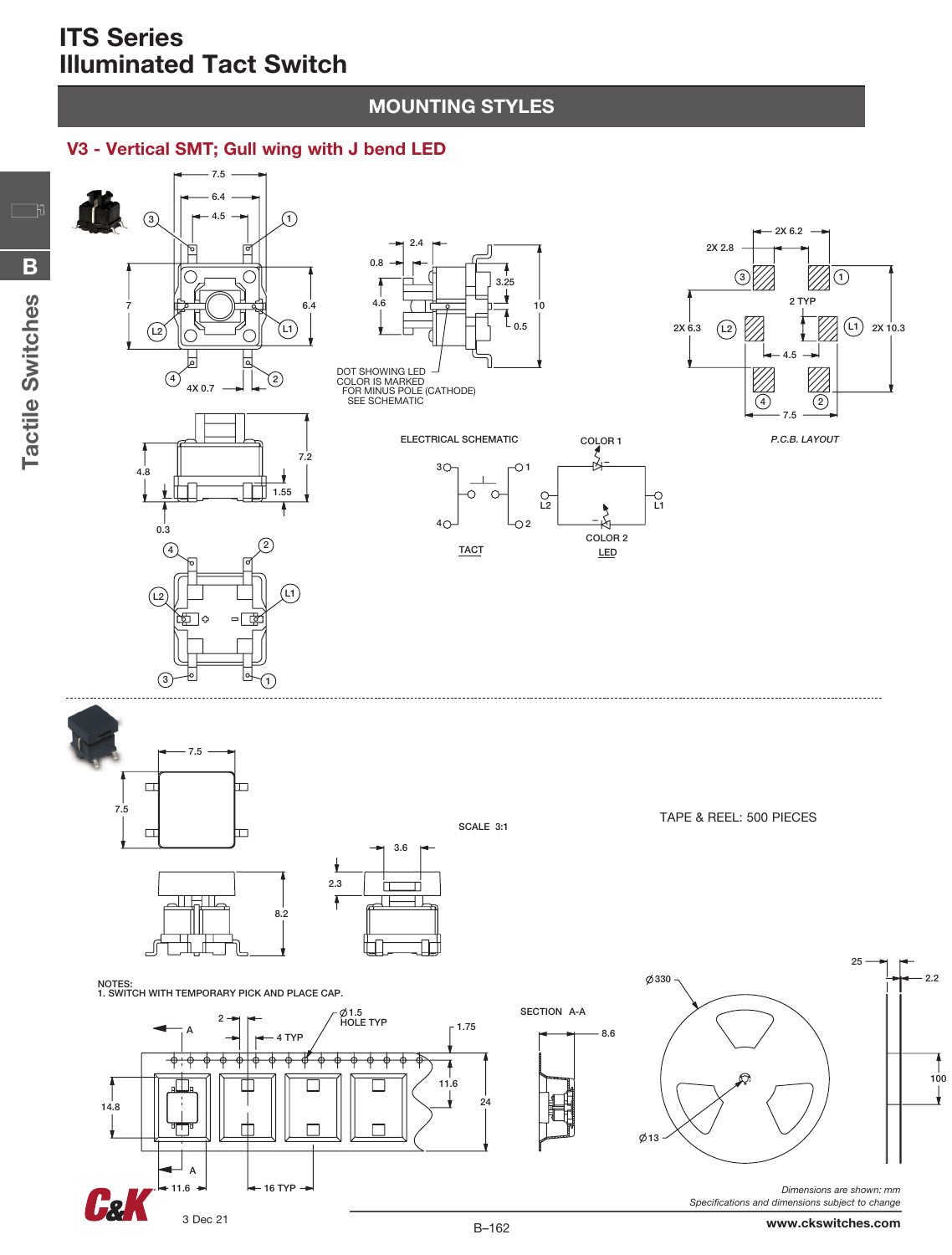# ITS Series
# Illuminated Tact Switch

## MOUNTING STYLES

### V3 - Vertical SMT; Gull wing with J bend LED

7.5
6.4
4.5
3
1
7
6.4
L2
L1
4
2
4X 0.7

2.4
0.8
3.25
4.6
10
0.5

DOT SHOWING LED COLOR IS MARKED FOR MINUS POLE (CATHODE) SEE SCHEMATIC

2X 6.2
2X 2.8
3
1
2 TYP
2X 6.3
L2
L1
2X 10.3
4.5
4
2
7.5

*P.C.B. LAYOUT*

4.8
7.2
1.55
0.3

ELECTRICAL SCHEMATIC

3 1 4 2

TACT

COLOR 1
L2 L1
COLOR 2

LED

4
2
L2
L1
3
1

7.5
7.5

SCALE 3:1

TAPE & REEL: 500 PIECES

3.6
2.3
8.2

NOTES:
1. SWITCH WITH TEMPORARY PICK AND PLACE CAP.

A
2
4 TYP
Ø1.5 HOLE TYP
1.75
14.8
11.6
24
A
11.6
16 TYP

SECTION A-A
8.6

Ø330
25
2.2
100
Ø13

*Dimensions are shown: mm*
*Specifications and dimensions subject to change*

3 Dec 21

www.ckswitches.com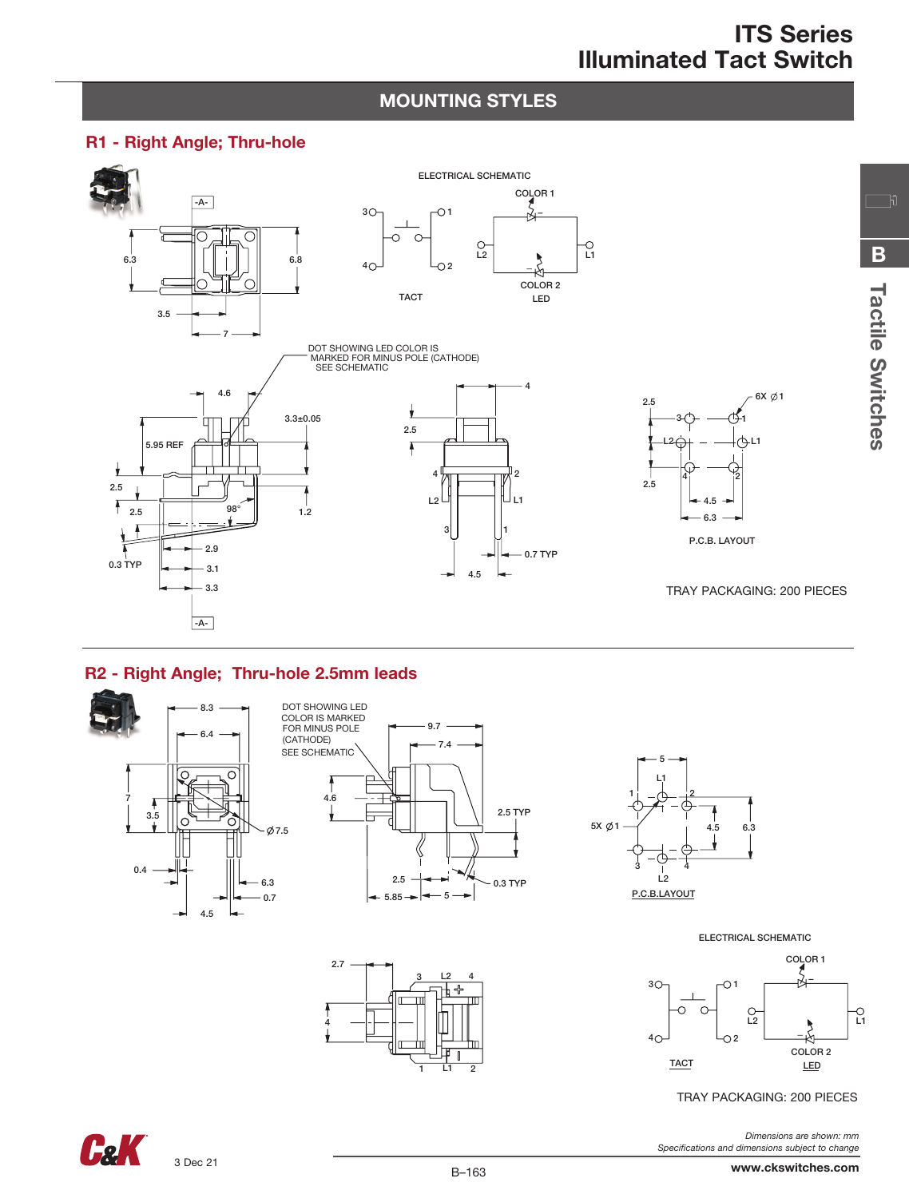## MOUNTING STYLES

### R1 - Right Angle; Thru-hole

ELECTRICAL SCHEMATIC

TACT

COLOR 1

COLOR 2

LED

DOT SHOWING LED COLOR IS MARKED FOR MINUS POLE (CATHODE) SEE SCHEMATIC

P.C.B. LAYOUT

TRAY PACKAGING: 200 PIECES

### R2 - Right Angle; Thru-hole 2.5mm leads

DOT SHOWING LED COLOR IS MARKED FOR MINUS POLE (CATHODE) SEE SCHEMATIC

P.C.B.LAYOUT

ELECTRICAL SCHEMATIC

TACT

COLOR 1

COLOR 2

LED

TRAY PACKAGING: 200 PIECES

*Dimensions are shown: mm*
*Specifications and dimensions subject to change*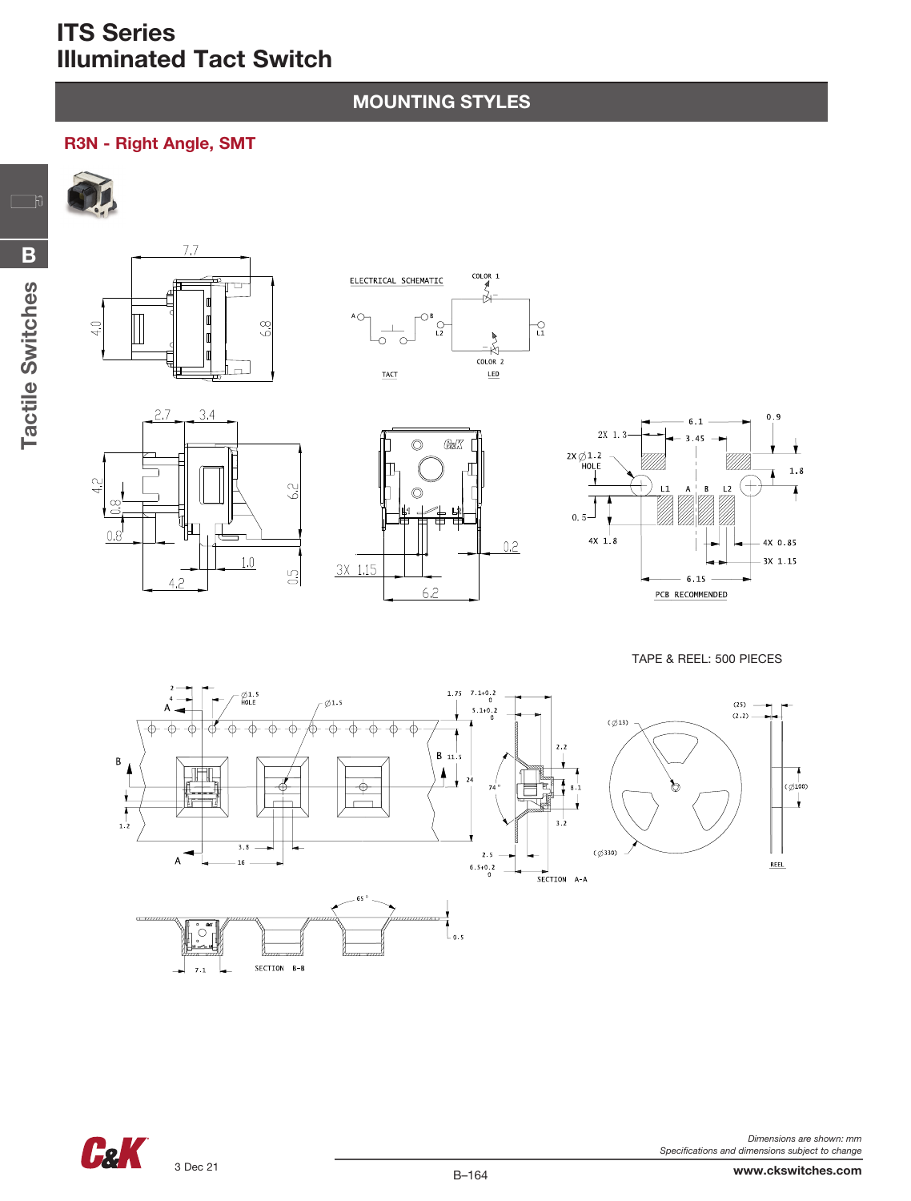# ITS Series
# Illuminated Tact Switch

## MOUNTING STYLES

### R3N - Right Angle, SMT

ELECTRICAL SCHEMATIC

TACT

LED

COLOR 1

COLOR 2

PCB RECOMMENDED

TAPE & REEL: 500 PIECES

SECTION A-A

SECTION B-B

REEL

*Dimensions are shown: mm*
*Specifications and dimensions subject to change*

3 Dec 21

www.ckswitches.com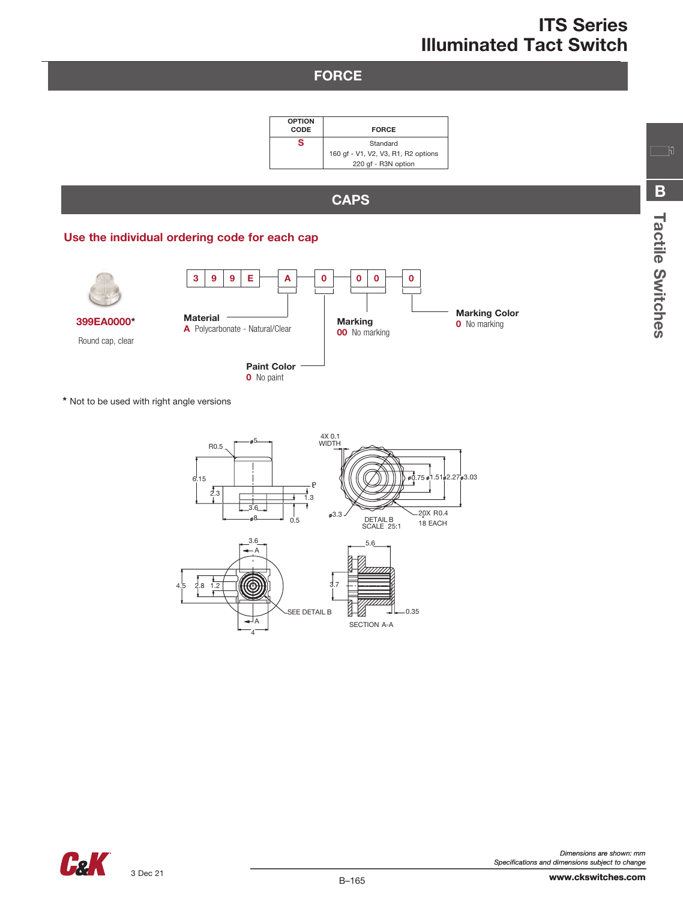## FORCE

| OPTION CODE | FORCE |
|---|---|
| S | Standard<br>160 gf - V1, V2, V3, R1, R2 options<br>220 gf - R3N option |

## CAPS

**Use the individual ordering code for each cap**

**399EA0000***

Round cap, clear

3 9 9 E | A | 0 | 0 0 | 0

**Material**
**A** Polycarbonate - Natural/Clear

**Paint Color**
**0** No paint

**Marking**
**00** No marking

**Marking Color**
**0** No marking

* Not to be used with right angle versions

*Dimensions are shown: mm*
*Specifications and dimensions subject to change*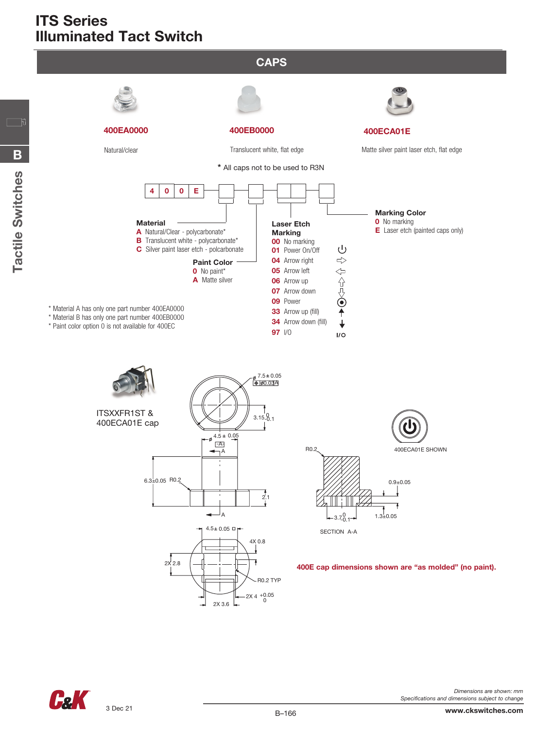# ITS Series
# Illuminated Tact Switch

## CAPS

**400EA0000**

Natural/clear

**400EB0000**

Translucent white, flat edge

**400ECA01E**

Matte silver paint laser etch, flat edge

\* All caps not to be used to R3N

| 4 | 0 | 0 | E | | | | |
|---|---|---|---|---|---|---|---|

**Material**
- **A** Natural/Clear - polycarbonate*
- **B** Translucent white - polycarbonate*
- **C** Silver paint laser etch - polcarbonate

**Paint Color**
- **0** No paint*
- **A** Matte silver

**Laser Etch Marking**
- **00** No marking
- **01** Power On/Off
- **04** Arrow right
- **05** Arrow left
- **06** Arrow up
- **07** Arrow down
- **09** Power
- **33** Arrow up (fill)
- **34** Arrow down (fill)
- **97** I/O

**Marking Color**
- **0** No marking
- **E** Laser etch (painted caps only)

\* Material A has only one part number 400EA0000
\* Material B has only one part number 400EB0000
\* Paint color option 0 is not available for 400EC

ITSXXFR1ST & 400ECA01E cap

ø 7.5 ± 0.05, ⊕ ø0.03 A, 3.15 $^{0}_{-0.1}$, ø 4.5 ± 0.05, -A-, 6.3±0.05, R0.2, 2.1, A

400ECA01E SHOWN

R0.2, 0.9±0.05, 3.7 $^{0}_{-0.1}$, 1.3±0.05

SECTION A-A

4.5± 0.05 □, 4X 0.8, 2X 2.8, R0.2 TYP, 2X 4 $^{+0.05}_{0}$, 2X 3.6

**400E cap dimensions shown are "as molded" (no paint).**

3 Dec 21

*Dimensions are shown: mm*
*Specifications and dimensions subject to change*

www.ckswitches.com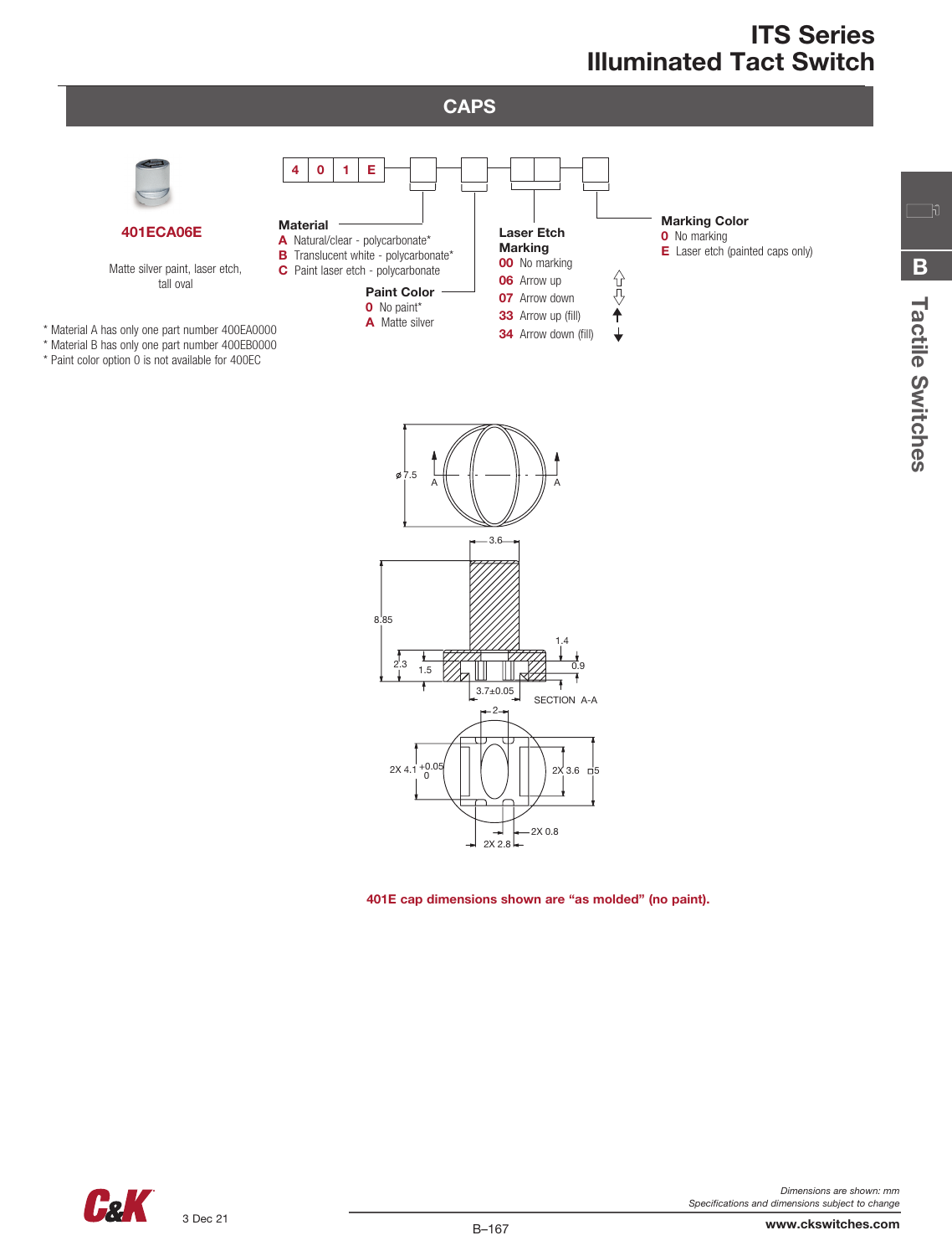# ITS Series
# Illuminated Tact Switch

## CAPS

**401ECA06E**

Matte silver paint, laser etch, tall oval

4 0 1 E

**Material**
**A** Natural/clear - polycarbonate*
**B** Translucent white - polycarbonate*
**C** Paint laser etch - polycarbonate

**Paint Color**
**0** No paint*
**A** Matte silver

**Laser Etch Marking**
**00** No marking
**06** Arrow up
**07** Arrow down
**33** Arrow up (fill)
**34** Arrow down (fill)

**Marking Color**
**0** No marking
**E** Laser etch (painted caps only)

\* Material A has only one part number 400EA0000
\* Material B has only one part number 400EB0000
\* Paint color option 0 is not available for 400EC

ø7.5 A A
3.6
8.85
2.3 1.5
1.4
0.9
3.7±0.05
SECTION A-A
2
2X 4.1 +0.05 0
2X 3.6 □5
2X 0.8
2X 2.8

**401E cap dimensions shown are "as molded" (no paint).**

*Dimensions are shown: mm*
*Specifications and dimensions subject to change*

3 Dec 21

www.ckswitches.com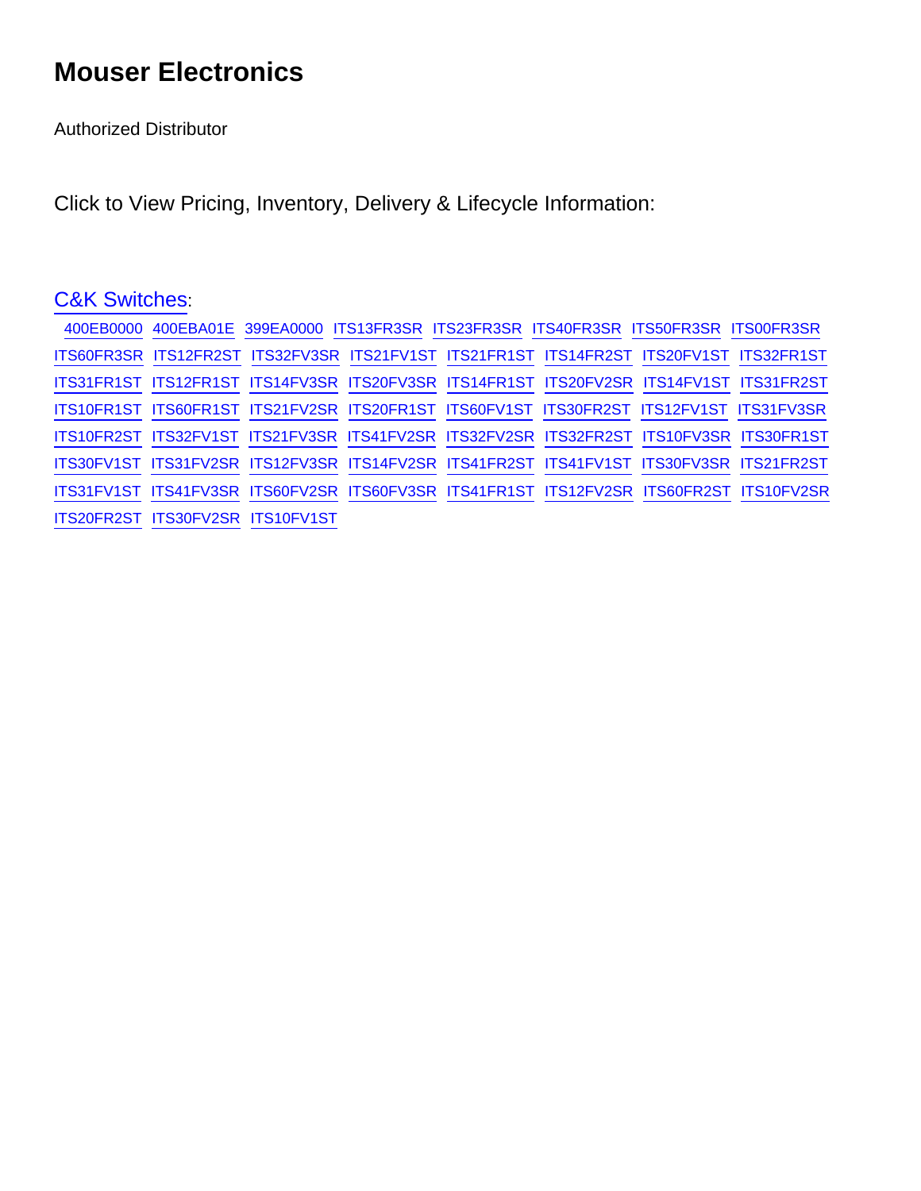# Mouser Electronics

Authorized Distributor

Click to View Pricing, Inventory, Delivery & Lifecycle Information:

C&K Switches:

400EB0000 400EBA01E 399EA0000 ITS13FR3SR ITS23FR3SR ITS40FR3SR ITS50FR3SR ITS00FR3SR ITS60FR3SR ITS12FR2ST ITS32FV3SR ITS21FV1ST ITS21FR1ST ITS14FR2ST ITS20FV1ST ITS32FR1ST ITS31FR1ST ITS12FR1ST ITS14FV3SR ITS20FV3SR ITS14FR1ST ITS20FV2SR ITS14FV1ST ITS31FR2ST ITS10FR1ST ITS60FR1ST ITS21FV2SR ITS20FR1ST ITS60FV1ST ITS30FR2ST ITS12FV1ST ITS31FV3SR ITS10FR2ST ITS32FV1ST ITS21FV3SR ITS41FV2SR ITS32FV2SR ITS32FR2ST ITS10FV3SR ITS30FR1ST ITS30FV1ST ITS31FV2SR ITS12FV3SR ITS14FV2SR ITS41FR2ST ITS41FV1ST ITS30FV3SR ITS21FR2ST ITS31FV1ST ITS41FV3SR ITS60FV2SR ITS60FV3SR ITS41FR1ST ITS12FV2SR ITS60FR2ST ITS10FV2SR ITS20FR2ST ITS30FV2SR ITS10FV1ST